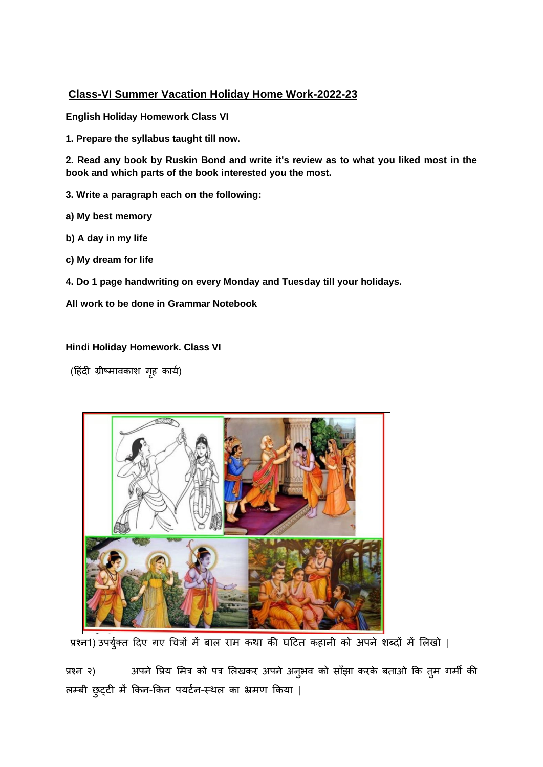## Class-VI Summer Vacation Holiday Home Work-2022-23

**English Holiday Homework Class VI**

**1. Prepare the syllabus taught till now.**

**2. Read any book by Ruskin Bond and write it's review as to what you liked most in the book and which parts of the book interested you the most.**

**3. Write a paragraph each on the following:**

**a) My best memory**

**b) A day in my life**

**c) My dream for life**

**4. Do 1 page handwriting on every Monday and Tuesday till your holidays.**

**All work to be done in Grammar Notebook**

**Hindi Holiday Homework. Class VI**

(हिंदी ग्रीष्मावकाश गृह कार्य)

प्रश्न1) उपर्युक्त दिए गए चित्रों में बाल राम कथा की घटित कहानी को अपने शब्दों में लिखो |

प्रश्न २) अपने प्रिय मित्र को पत्र लिखकर अपने अनुभव को साँझा करके बताओ कि तुम गर्मी की लम्बी छुट्टी में किन-किन पर्यटन-स्थल का भ्रमण किया |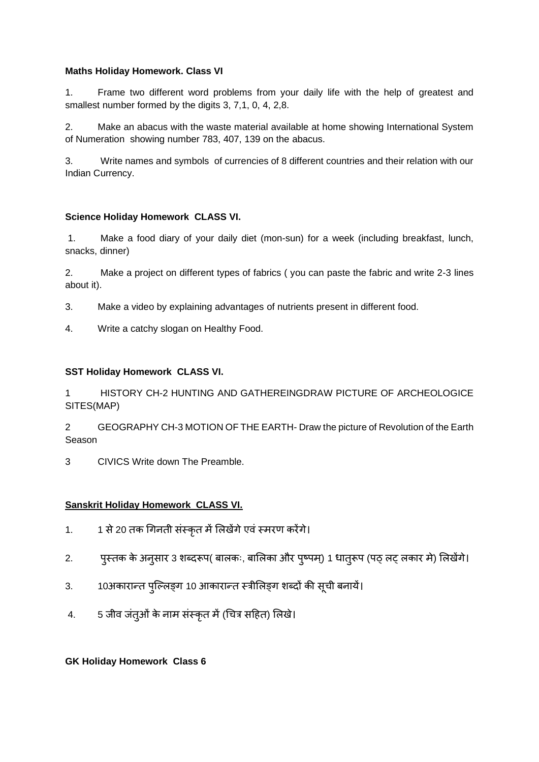**Maths Holiday Homework. Class VI**

1. Frame two different word problems from your daily life with the help of greatest and smallest number formed by the digits 3, 7,1, 0, 4, 2,8.

2. Make an abacus with the waste material available at home showing International System of Numeration showing number 783, 407, 139 on the abacus.

3. Write names and symbols of currencies of 8 different countries and their relation with our Indian Currency.

**Science Holiday Homework CLASS VI.**

1. Make a food diary of your daily diet (mon-sun) for a week (including breakfast, lunch, snacks, dinner)

2. Make a project on different types of fabrics ( you can paste the fabric and write 2-3 lines about it).

3. Make a video by explaining advantages of nutrients present in different food.

4. Write a catchy slogan on Healthy Food.

**SST Holiday Homework CLASS VI.**

1 HISTORY CH-2 HUNTING AND GATHEREINGDRAW PICTURE OF ARCHEOLOGICE SITES(MAP)

2 GEOGRAPHY CH-3 MOTION OF THE EARTH- Draw the picture of Revolution of the Earth Season

3 CIVICS Write down The Preamble.

**Sanskrit Holiday Homework CLASS VI.**

1. 1 से 20 तक गिनती संस्कृत में लिखेंगे एवं स्मरण करेंगे।

2. पुस्तक के अनुसार 3 शब्दरूप( बालकः, बालिका और पुष्पम्) 1 धातुरूप (पठ् लट् लकार मे) लिखेंगे।

3. 10अकारान्त पुल्लिङ्ग 10 आकारान्त स्त्रीलिङ्ग शब्दों की सूची बनायें।

4. 5 जीव जंतुओं के नाम संस्कृत में (चित्र सहित) लिखे।

**GK Holiday Homework Class 6**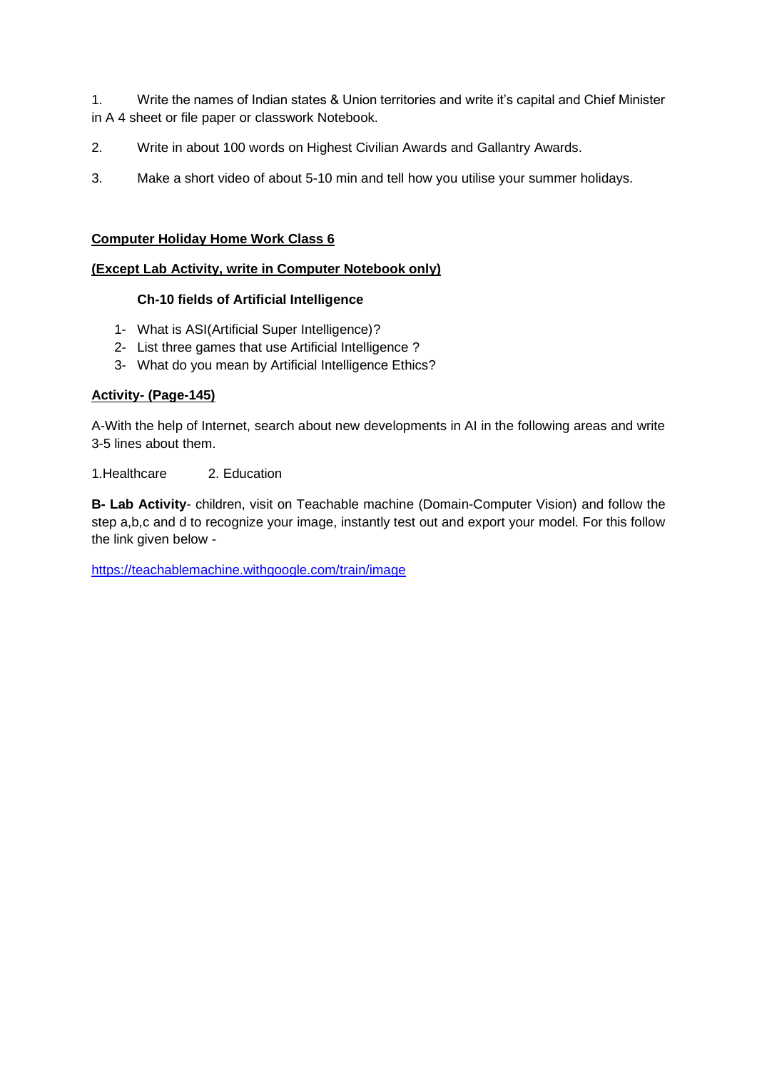1. Write the names of Indian states & Union territories and write it's capital and Chief Minister in A 4 sheet or file paper or classwork Notebook.

2. Write in about 100 words on Highest Civilian Awards and Gallantry Awards.

3. Make a short video of about 5-10 min and tell how you utilise your summer holidays.

**<u>Computer Holiday Home Work Class 6</u>**

**<u>(Except Lab Activity, write in Computer Notebook only)</u>**

**Ch-10 fields of Artificial Intelligence**

1- What is ASI(Artificial Super Intelligence)?
2- List three games that use Artificial Intelligence ?
3- What do you mean by Artificial Intelligence Ethics?

**<u>Activity- (Page-145)</u>**

A-With the help of Internet, search about new developments in AI in the following areas and write 3-5 lines about them.

1.Healthcare 2. Education

**B- Lab Activity**- children, visit on Teachable machine (Domain-Computer Vision) and follow the step a,b,c and d to recognize your image, instantly test out and export your model. For this follow the link given below -

https://teachablemachine.withgoogle.com/train/image